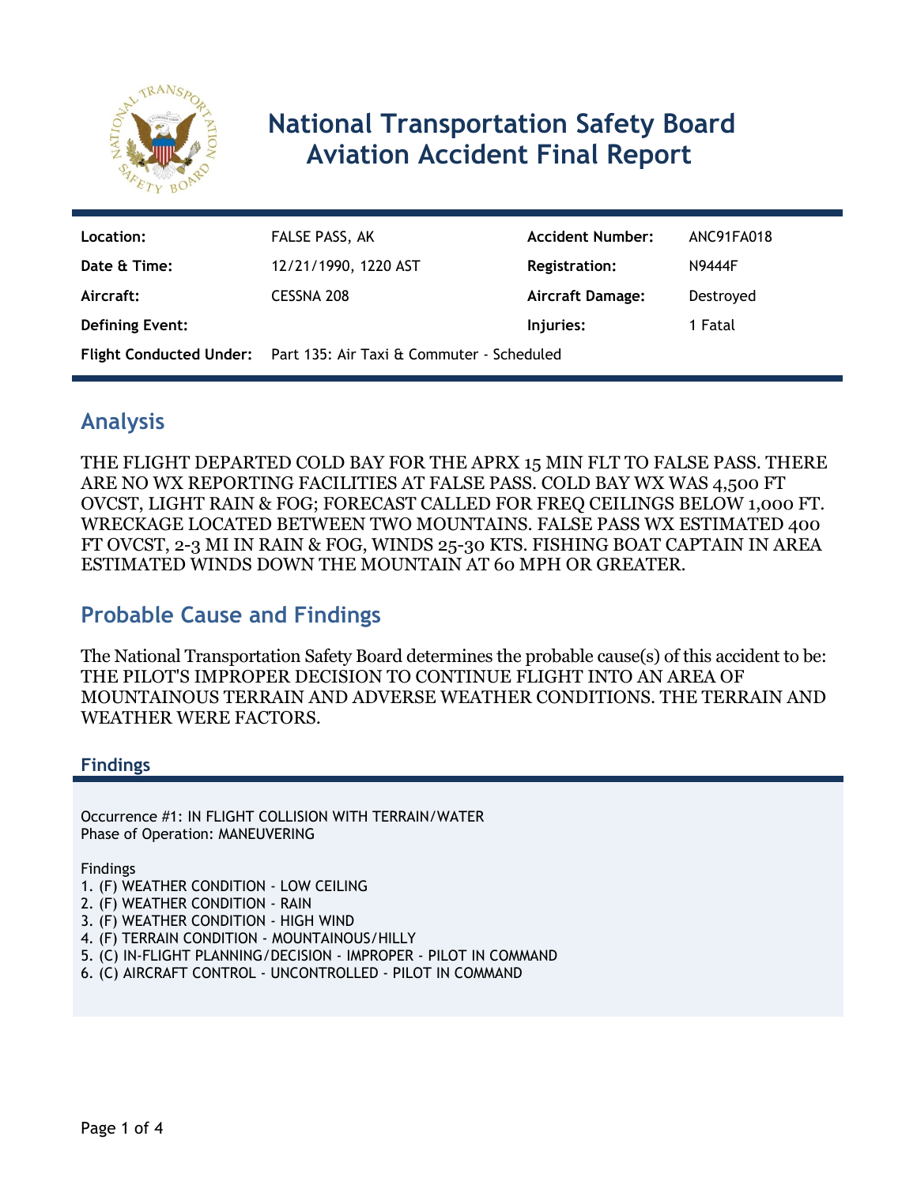# National Transportation Safety Board Aviation Accident Final Report

| | | | |
|---|---|---|---|
| **Location:** | FALSE PASS, AK | **Accident Number:** | ANC91FA018 |
| **Date & Time:** | 12/21/1990, 1220 AST | **Registration:** | N9444F |
| **Aircraft:** | CESSNA 208 | **Aircraft Damage:** | Destroyed |
| **Defining Event:** | | **Injuries:** | 1 Fatal |
| **Flight Conducted Under:** | Part 135: Air Taxi & Commuter - Scheduled | | |

## Analysis

THE FLIGHT DEPARTED COLD BAY FOR THE APRX 15 MIN FLT TO FALSE PASS. THERE ARE NO WX REPORTING FACILITIES AT FALSE PASS. COLD BAY WX WAS 4,500 FT OVCST, LIGHT RAIN & FOG; FORECAST CALLED FOR FREQ CEILINGS BELOW 1,000 FT. WRECKAGE LOCATED BETWEEN TWO MOUNTAINS. FALSE PASS WX ESTIMATED 400 FT OVCST, 2-3 MI IN RAIN & FOG, WINDS 25-30 KTS. FISHING BOAT CAPTAIN IN AREA ESTIMATED WINDS DOWN THE MOUNTAIN AT 60 MPH OR GREATER.

## Probable Cause and Findings

The National Transportation Safety Board determines the probable cause(s) of this accident to be:
THE PILOT'S IMPROPER DECISION TO CONTINUE FLIGHT INTO AN AREA OF MOUNTAINOUS TERRAIN AND ADVERSE WEATHER CONDITIONS. THE TERRAIN AND WEATHER WERE FACTORS.

### Findings

Occurrence #1: IN FLIGHT COLLISION WITH TERRAIN/WATER
Phase of Operation: MANEUVERING

Findings
1. (F) WEATHER CONDITION - LOW CEILING
2. (F) WEATHER CONDITION - RAIN
3. (F) WEATHER CONDITION - HIGH WIND
4. (F) TERRAIN CONDITION - MOUNTAINOUS/HILLY
5. (C) IN-FLIGHT PLANNING/DECISION - IMPROPER - PILOT IN COMMAND
6. (C) AIRCRAFT CONTROL - UNCONTROLLED - PILOT IN COMMAND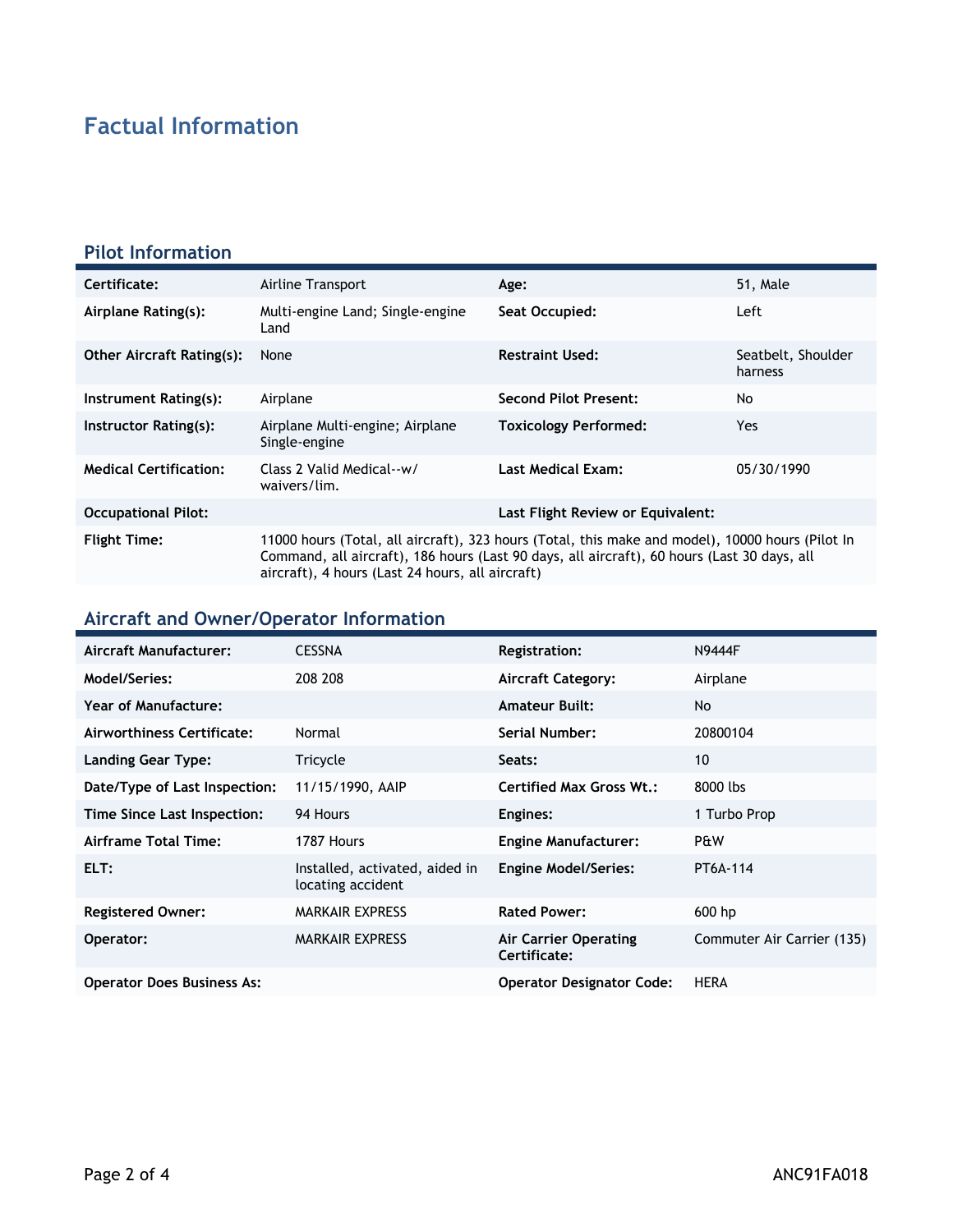# Factual Information

## Pilot Information

| Certificate: | Airline Transport | Age: | 51, Male |
|---|---|---|---|
| Airplane Rating(s): | Multi-engine Land; Single-engine Land | Seat Occupied: | Left |
| Other Aircraft Rating(s): | None | Restraint Used: | Seatbelt, Shoulder harness |
| Instrument Rating(s): | Airplane | Second Pilot Present: | No |
| Instructor Rating(s): | Airplane Multi-engine; Airplane Single-engine | Toxicology Performed: | Yes |
| Medical Certification: | Class 2 Valid Medical--w/ waivers/lim. | Last Medical Exam: | 05/30/1990 |
| Occupational Pilot: | | Last Flight Review or Equivalent: | |
| Flight Time: | 11000 hours (Total, all aircraft), 323 hours (Total, this make and model), 10000 hours (Pilot In Command, all aircraft), 186 hours (Last 90 days, all aircraft), 60 hours (Last 30 days, all aircraft), 4 hours (Last 24 hours, all aircraft) | | |

## Aircraft and Owner/Operator Information

| Aircraft Manufacturer: | CESSNA | Registration: | N9444F |
|---|---|---|---|
| Model/Series: | 208 208 | Aircraft Category: | Airplane |
| Year of Manufacture: | | Amateur Built: | No |
| Airworthiness Certificate: | Normal | Serial Number: | 20800104 |
| Landing Gear Type: | Tricycle | Seats: | 10 |
| Date/Type of Last Inspection: | 11/15/1990, AAIP | Certified Max Gross Wt.: | 8000 lbs |
| Time Since Last Inspection: | 94 Hours | Engines: | 1 Turbo Prop |
| Airframe Total Time: | 1787 Hours | Engine Manufacturer: | P&W |
| ELT: | Installed, activated, aided in locating accident | Engine Model/Series: | PT6A-114 |
| Registered Owner: | MARKAIR EXPRESS | Rated Power: | 600 hp |
| Operator: | MARKAIR EXPRESS | Air Carrier Operating Certificate: | Commuter Air Carrier (135) |
| Operator Does Business As: | | Operator Designator Code: | HERA |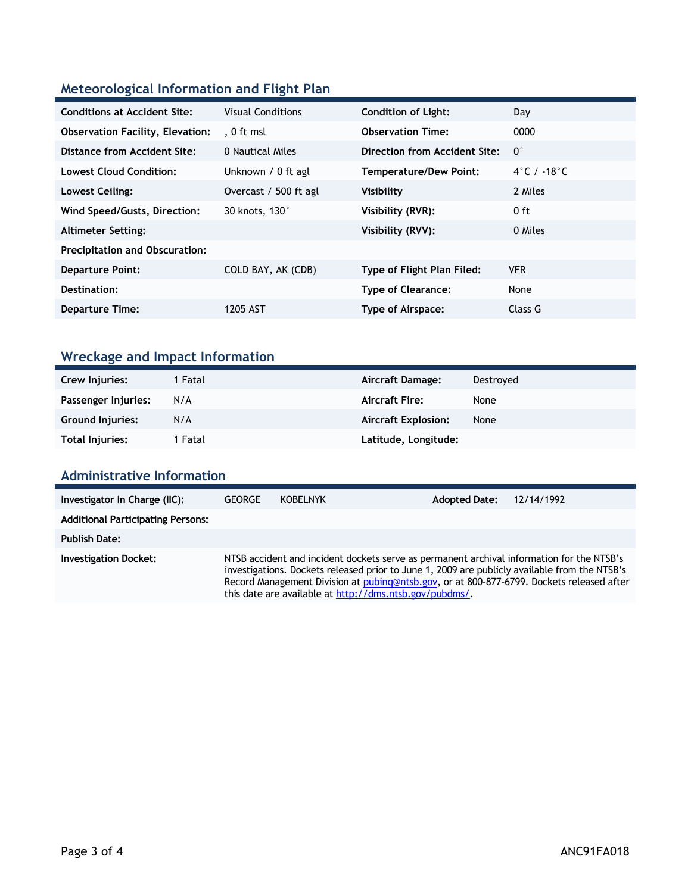## Meteorological Information and Flight Plan

| | | | |
|---|---|---|---|
| **Conditions at Accident Site:** | Visual Conditions | **Condition of Light:** | Day |
| **Observation Facility, Elevation:** | , 0 ft msl | **Observation Time:** | 0000 |
| **Distance from Accident Site:** | 0 Nautical Miles | **Direction from Accident Site:** | 0° |
| **Lowest Cloud Condition:** | Unknown / 0 ft agl | **Temperature/Dew Point:** | 4°C / -18°C |
| **Lowest Ceiling:** | Overcast / 500 ft agl | **Visibility** | 2 Miles |
| **Wind Speed/Gusts, Direction:** | 30 knots, 130° | **Visibility (RVR):** | 0 ft |
| **Altimeter Setting:** | | **Visibility (RVV):** | 0 Miles |
| **Precipitation and Obscuration:** | | | |
| **Departure Point:** | COLD BAY, AK (CDB) | **Type of Flight Plan Filed:** | VFR |
| **Destination:** | | **Type of Clearance:** | None |
| **Departure Time:** | 1205 AST | **Type of Airspace:** | Class G |

## Wreckage and Impact Information

| | | | |
|---|---|---|---|
| **Crew Injuries:** | 1 Fatal | **Aircraft Damage:** | Destroyed |
| **Passenger Injuries:** | N/A | **Aircraft Fire:** | None |
| **Ground Injuries:** | N/A | **Aircraft Explosion:** | None |
| **Total Injuries:** | 1 Fatal | **Latitude, Longitude:** | |

## Administrative Information

| | | | |
|---|---|---|---|
| **Investigator In Charge (IIC):** | GEORGE KOBELNYK | **Adopted Date:** | 12/14/1992 |
| **Additional Participating Persons:** | | | |
| **Publish Date:** | | | |
| **Investigation Docket:** | NTSB accident and incident dockets serve as permanent archival information for the NTSB's investigations. Dockets released prior to June 1, 2009 are publicly available from the NTSB's Record Management Division at pubinq@ntsb.gov, or at 800-877-6799. Dockets released after this date are available at http://dms.ntsb.gov/pubdms/. | | |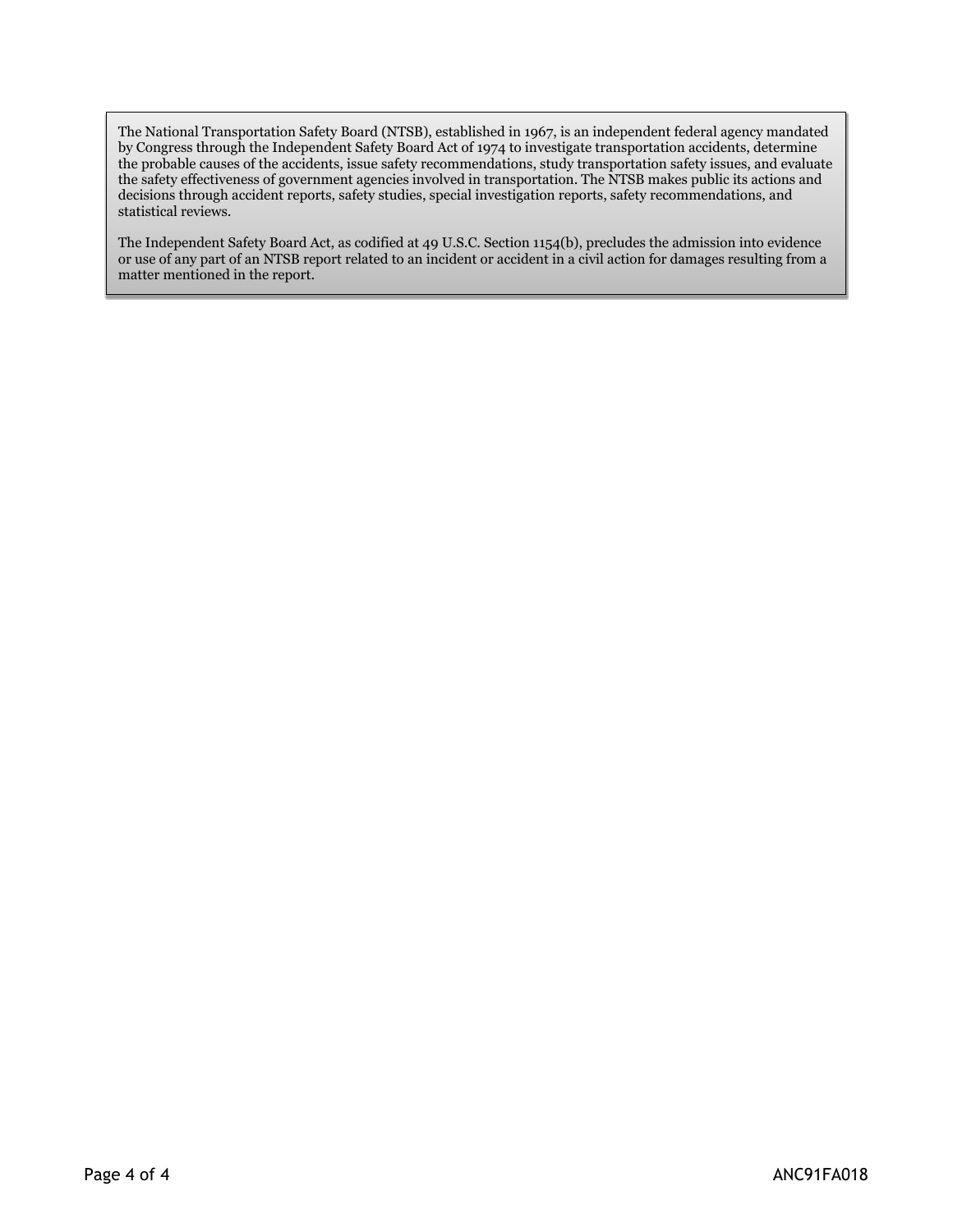The National Transportation Safety Board (NTSB), established in 1967, is an independent federal agency mandated by Congress through the Independent Safety Board Act of 1974 to investigate transportation accidents, determine the probable causes of the accidents, issue safety recommendations, study transportation safety issues, and evaluate the safety effectiveness of government agencies involved in transportation. The NTSB makes public its actions and decisions through accident reports, safety studies, special investigation reports, safety recommendations, and statistical reviews.

The Independent Safety Board Act, as codified at 49 U.S.C. Section 1154(b), precludes the admission into evidence or use of any part of an NTSB report related to an incident or accident in a civil action for damages resulting from a matter mentioned in the report.